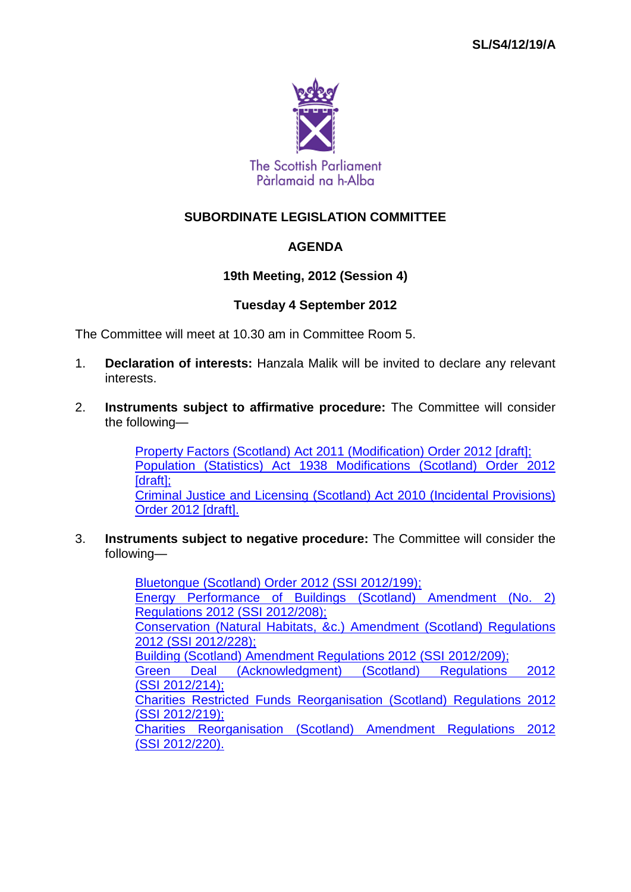SL/S4/12/19/A

The Scottish Parliament
Pàrlamaid na h-Alba

# SUBORDINATE LEGISLATION COMMITTEE

## AGENDA

### 19th Meeting, 2012 (Session 4)

### Tuesday 4 September 2012

The Committee will meet at 10.30 am in Committee Room 5.

1. **Declaration of interests:** Hanzala Malik will be invited to declare any relevant interests.

2. **Instruments subject to affirmative procedure:** The Committee will consider the following—

   Property Factors (Scotland) Act 2011 (Modification) Order 2012 [draft];
   Population (Statistics) Act 1938 Modifications (Scotland) Order 2012 [draft];
   Criminal Justice and Licensing (Scotland) Act 2010 (Incidental Provisions) Order 2012 [draft].

3. **Instruments subject to negative procedure:** The Committee will consider the following—

   Bluetongue (Scotland) Order 2012 (SSI 2012/199);
   Energy Performance of Buildings (Scotland) Amendment (No. 2) Regulations 2012 (SSI 2012/208);
   Conservation (Natural Habitats, &c.) Amendment (Scotland) Regulations 2012 (SSI 2012/228);
   Building (Scotland) Amendment Regulations 2012 (SSI 2012/209);
   Green Deal (Acknowledgment) (Scotland) Regulations 2012 (SSI 2012/214);
   Charities Restricted Funds Reorganisation (Scotland) Regulations 2012 (SSI 2012/219);
   Charities Reorganisation (Scotland) Amendment Regulations 2012 (SSI 2012/220).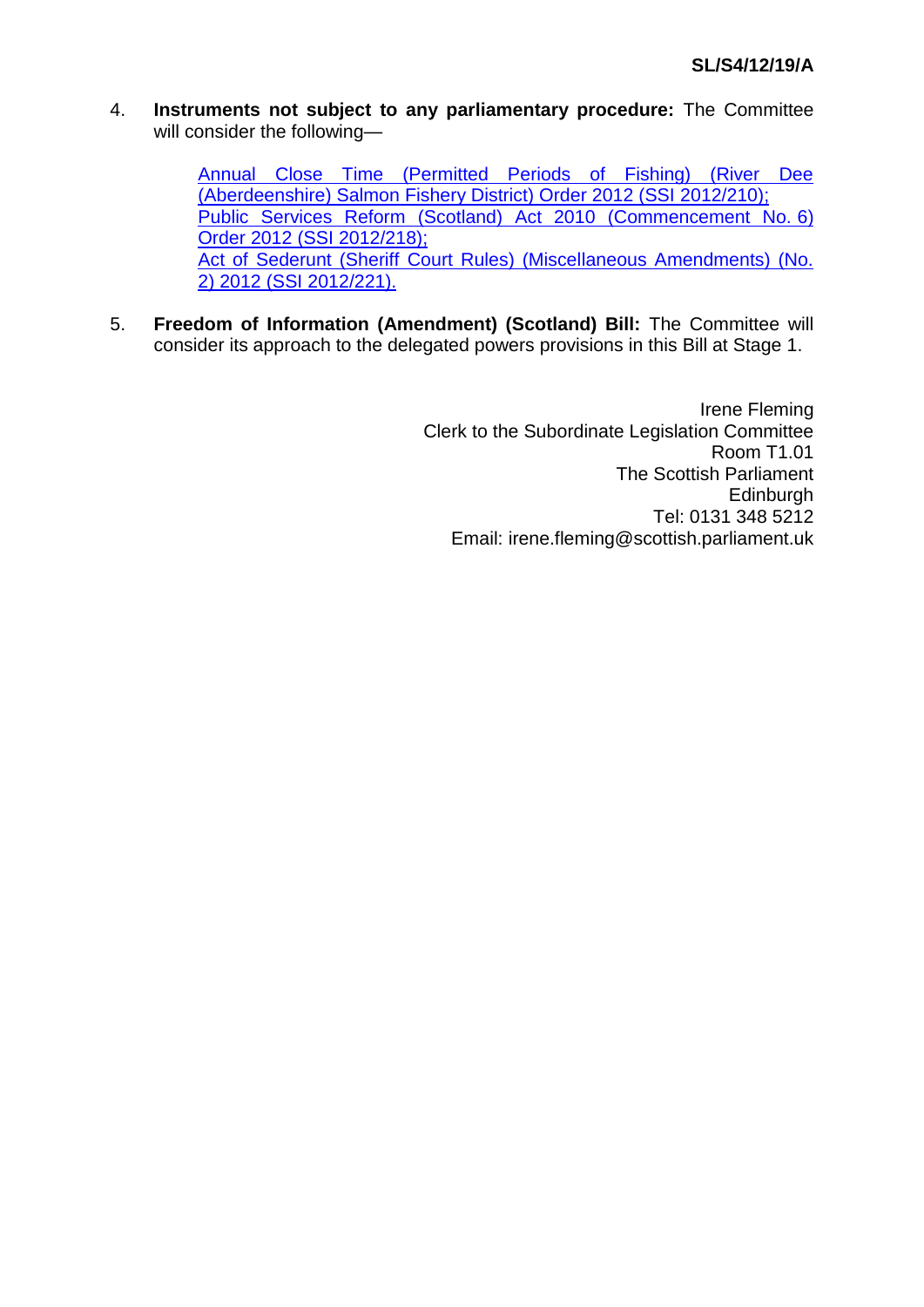4. **Instruments not subject to any parliamentary procedure:** The Committee will consider the following—

   Annual Close Time (Permitted Periods of Fishing) (River Dee (Aberdeenshire) Salmon Fishery District) Order 2012 (SSI 2012/210);
   Public Services Reform (Scotland) Act 2010 (Commencement No. 6) Order 2012 (SSI 2012/218);
   Act of Sederunt (Sheriff Court Rules) (Miscellaneous Amendments) (No. 2) 2012 (SSI 2012/221).

5. **Freedom of Information (Amendment) (Scotland) Bill:** The Committee will consider its approach to the delegated powers provisions in this Bill at Stage 1.

Irene Fleming
Clerk to the Subordinate Legislation Committee
Room T1.01
The Scottish Parliament
Edinburgh
Tel: 0131 348 5212
Email: irene.fleming@scottish.parliament.uk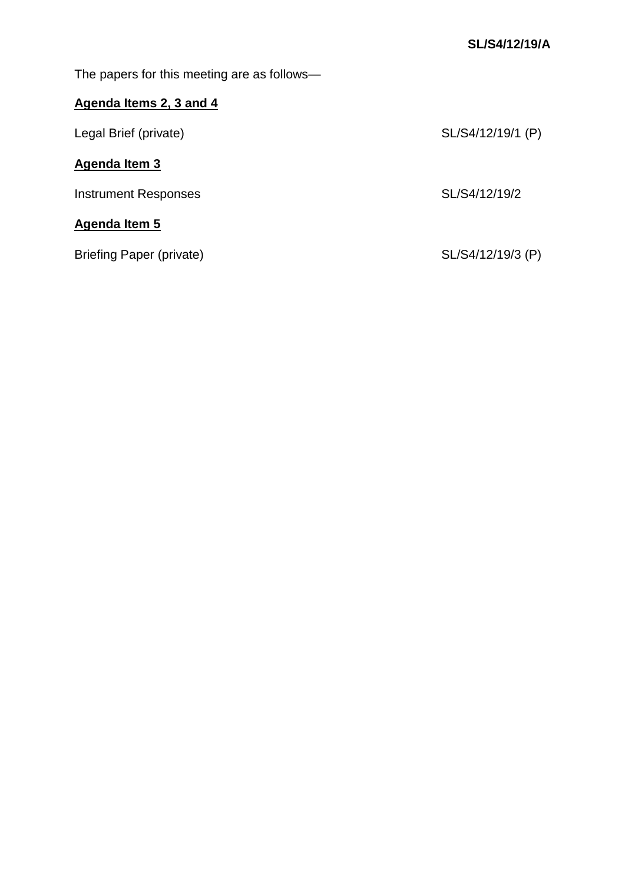**SL/S4/12/19/A**

The papers for this meeting are as follows—

**<u>Agenda Items 2, 3 and 4</u>**

| | |
|---|---|
| Legal Brief (private) | SL/S4/12/19/1 (P) |

**<u>Agenda Item 3</u>**

| | |
|---|---|
| Instrument Responses | SL/S4/12/19/2 |

**<u>Agenda Item 5</u>**

| | |
|---|---|
| Briefing Paper (private) | SL/S4/12/19/3 (P) |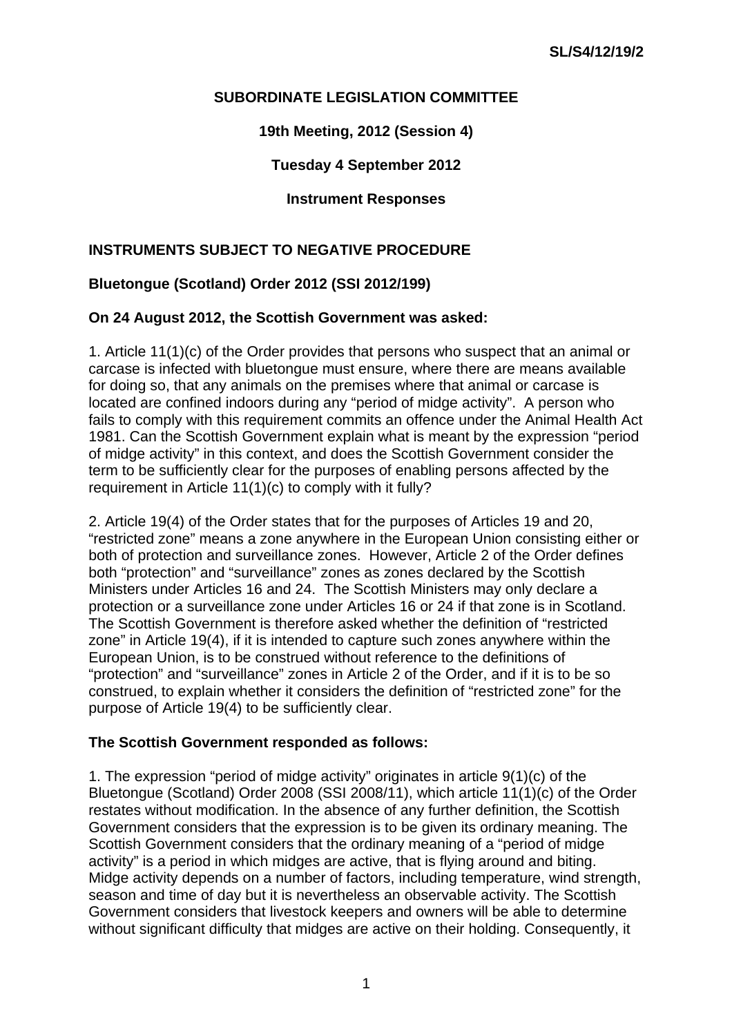**SUBORDINATE LEGISLATION COMMITTEE**

**19th Meeting, 2012 (Session 4)**

**Tuesday 4 September 2012**

**Instrument Responses**

**INSTRUMENTS SUBJECT TO NEGATIVE PROCEDURE**

**Bluetongue (Scotland) Order 2012 (SSI 2012/199)**

**On 24 August 2012, the Scottish Government was asked:**

1. Article 11(1)(c) of the Order provides that persons who suspect that an animal or carcase is infected with bluetongue must ensure, where there are means available for doing so, that any animals on the premises where that animal or carcase is located are confined indoors during any "period of midge activity". A person who fails to comply with this requirement commits an offence under the Animal Health Act 1981. Can the Scottish Government explain what is meant by the expression "period of midge activity" in this context, and does the Scottish Government consider the term to be sufficiently clear for the purposes of enabling persons affected by the requirement in Article 11(1)(c) to comply with it fully?

2. Article 19(4) of the Order states that for the purposes of Articles 19 and 20, "restricted zone" means a zone anywhere in the European Union consisting either or both of protection and surveillance zones. However, Article 2 of the Order defines both "protection" and "surveillance" zones as zones declared by the Scottish Ministers under Articles 16 and 24. The Scottish Ministers may only declare a protection or a surveillance zone under Articles 16 or 24 if that zone is in Scotland. The Scottish Government is therefore asked whether the definition of "restricted zone" in Article 19(4), if it is intended to capture such zones anywhere within the European Union, is to be construed without reference to the definitions of "protection" and "surveillance" zones in Article 2 of the Order, and if it is to be so construed, to explain whether it considers the definition of "restricted zone" for the purpose of Article 19(4) to be sufficiently clear.

**The Scottish Government responded as follows:**

1. The expression "period of midge activity" originates in article 9(1)(c) of the Bluetongue (Scotland) Order 2008 (SSI 2008/11), which article 11(1)(c) of the Order restates without modification. In the absence of any further definition, the Scottish Government considers that the expression is to be given its ordinary meaning. The Scottish Government considers that the ordinary meaning of a "period of midge activity" is a period in which midges are active, that is flying around and biting. Midge activity depends on a number of factors, including temperature, wind strength, season and time of day but it is nevertheless an observable activity. The Scottish Government considers that livestock keepers and owners will be able to determine without significant difficulty that midges are active on their holding. Consequently, it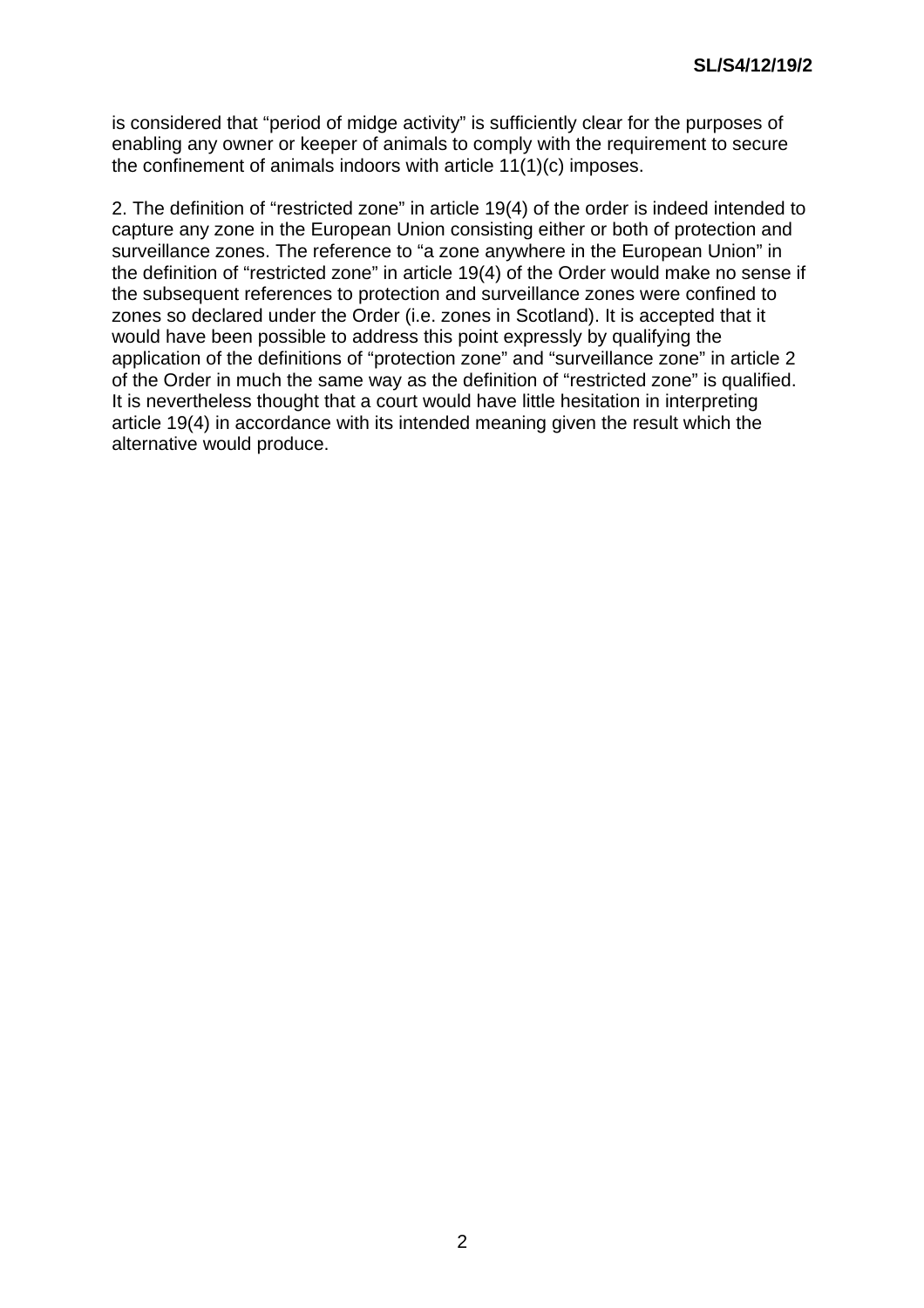is considered that “period of midge activity” is sufficiently clear for the purposes of enabling any owner or keeper of animals to comply with the requirement to secure the confinement of animals indoors with article 11(1)(c) imposes.

2. The definition of “restricted zone” in article 19(4) of the order is indeed intended to capture any zone in the European Union consisting either or both of protection and surveillance zones. The reference to “a zone anywhere in the European Union” in the definition of “restricted zone” in article 19(4) of the Order would make no sense if the subsequent references to protection and surveillance zones were confined to zones so declared under the Order (i.e. zones in Scotland). It is accepted that it would have been possible to address this point expressly by qualifying the application of the definitions of “protection zone” and “surveillance zone” in article 2 of the Order in much the same way as the definition of “restricted zone” is qualified. It is nevertheless thought that a court would have little hesitation in interpreting article 19(4) in accordance with its intended meaning given the result which the alternative would produce.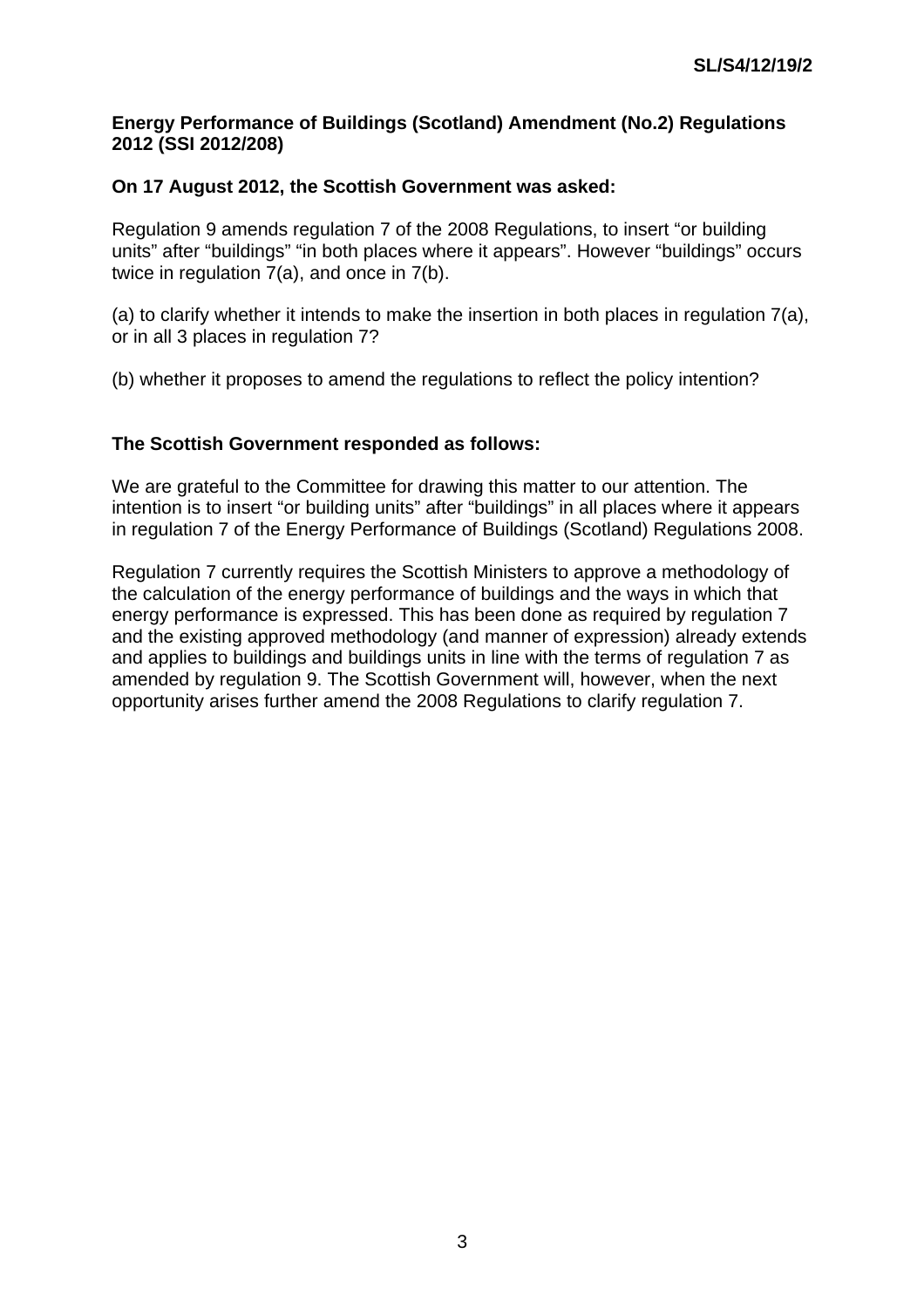**Energy Performance of Buildings (Scotland) Amendment (No.2) Regulations 2012 (SSI 2012/208)**

**On 17 August 2012, the Scottish Government was asked:**

Regulation 9 amends regulation 7 of the 2008 Regulations, to insert “or building units” after “buildings” “in both places where it appears”. However “buildings” occurs twice in regulation 7(a), and once in 7(b).

(a) to clarify whether it intends to make the insertion in both places in regulation 7(a), or in all 3 places in regulation 7?

(b) whether it proposes to amend the regulations to reflect the policy intention?

**The Scottish Government responded as follows:**

We are grateful to the Committee for drawing this matter to our attention. The intention is to insert “or building units” after “buildings” in all places where it appears in regulation 7 of the Energy Performance of Buildings (Scotland) Regulations 2008.

Regulation 7 currently requires the Scottish Ministers to approve a methodology of the calculation of the energy performance of buildings and the ways in which that energy performance is expressed. This has been done as required by regulation 7 and the existing approved methodology (and manner of expression) already extends and applies to buildings and buildings units in line with the terms of regulation 7 as amended by regulation 9. The Scottish Government will, however, when the next opportunity arises further amend the 2008 Regulations to clarify regulation 7.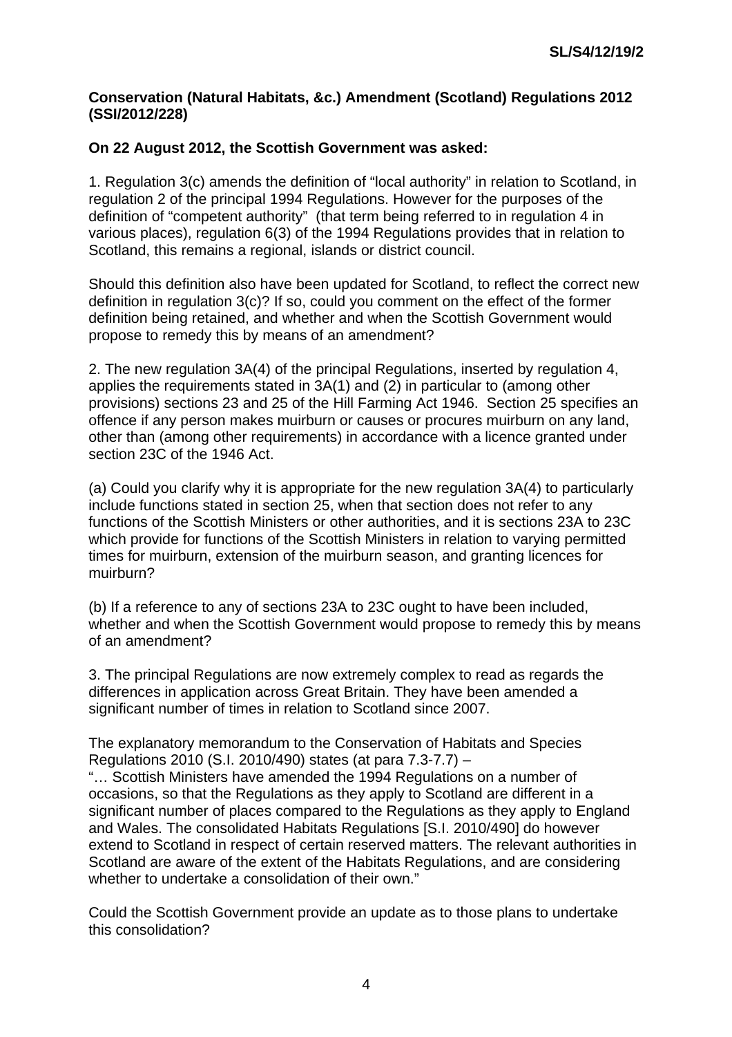**Conservation (Natural Habitats, &c.) Amendment (Scotland) Regulations 2012 (SSI/2012/228)**

**On 22 August 2012, the Scottish Government was asked:**

1. Regulation 3(c) amends the definition of "local authority" in relation to Scotland, in regulation 2 of the principal 1994 Regulations. However for the purposes of the definition of "competent authority" (that term being referred to in regulation 4 in various places), regulation 6(3) of the 1994 Regulations provides that in relation to Scotland, this remains a regional, islands or district council.

Should this definition also have been updated for Scotland, to reflect the correct new definition in regulation 3(c)? If so, could you comment on the effect of the former definition being retained, and whether and when the Scottish Government would propose to remedy this by means of an amendment?

2. The new regulation 3A(4) of the principal Regulations, inserted by regulation 4, applies the requirements stated in 3A(1) and (2) in particular to (among other provisions) sections 23 and 25 of the Hill Farming Act 1946. Section 25 specifies an offence if any person makes muirburn or causes or procures muirburn on any land, other than (among other requirements) in accordance with a licence granted under section 23C of the 1946 Act.

(a) Could you clarify why it is appropriate for the new regulation 3A(4) to particularly include functions stated in section 25, when that section does not refer to any functions of the Scottish Ministers or other authorities, and it is sections 23A to 23C which provide for functions of the Scottish Ministers in relation to varying permitted times for muirburn, extension of the muirburn season, and granting licences for muirburn?

(b) If a reference to any of sections 23A to 23C ought to have been included, whether and when the Scottish Government would propose to remedy this by means of an amendment?

3. The principal Regulations are now extremely complex to read as regards the differences in application across Great Britain. They have been amended a significant number of times in relation to Scotland since 2007.

The explanatory memorandum to the Conservation of Habitats and Species Regulations 2010 (S.I. 2010/490) states (at para 7.3-7.7) –
"… Scottish Ministers have amended the 1994 Regulations on a number of occasions, so that the Regulations as they apply to Scotland are different in a significant number of places compared to the Regulations as they apply to England and Wales. The consolidated Habitats Regulations [S.I. 2010/490] do however extend to Scotland in respect of certain reserved matters. The relevant authorities in Scotland are aware of the extent of the Habitats Regulations, and are considering whether to undertake a consolidation of their own."

Could the Scottish Government provide an update as to those plans to undertake this consolidation?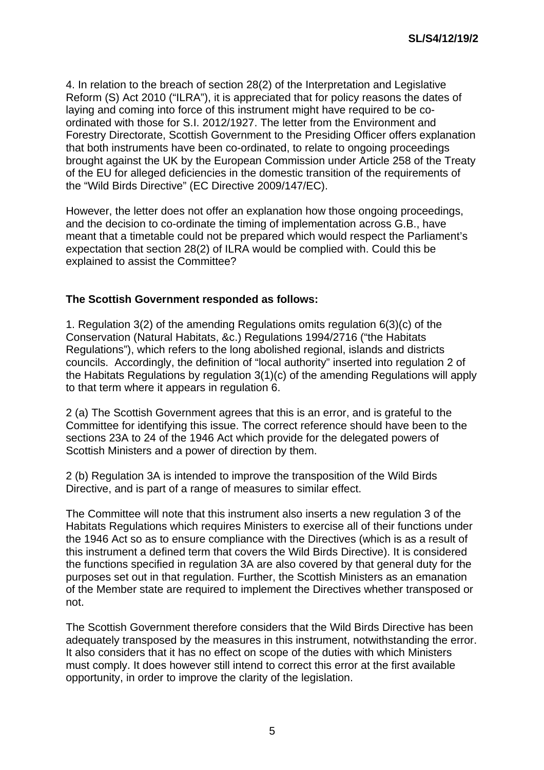4. In relation to the breach of section 28(2) of the Interpretation and Legislative Reform (S) Act 2010 ("ILRA"), it is appreciated that for policy reasons the dates of laying and coming into force of this instrument might have required to be co-ordinated with those for S.I. 2012/1927. The letter from the Environment and Forestry Directorate, Scottish Government to the Presiding Officer offers explanation that both instruments have been co-ordinated, to relate to ongoing proceedings brought against the UK by the European Commission under Article 258 of the Treaty of the EU for alleged deficiencies in the domestic transition of the requirements of the "Wild Birds Directive" (EC Directive 2009/147/EC).

However, the letter does not offer an explanation how those ongoing proceedings, and the decision to co-ordinate the timing of implementation across G.B., have meant that a timetable could not be prepared which would respect the Parliament's expectation that section 28(2) of ILRA would be complied with. Could this be explained to assist the Committee?

**The Scottish Government responded as follows:**

1. Regulation 3(2) of the amending Regulations omits regulation 6(3)(c) of the Conservation (Natural Habitats, &c.) Regulations 1994/2716 ("the Habitats Regulations"), which refers to the long abolished regional, islands and districts councils. Accordingly, the definition of "local authority" inserted into regulation 2 of the Habitats Regulations by regulation 3(1)(c) of the amending Regulations will apply to that term where it appears in regulation 6.

2 (a) The Scottish Government agrees that this is an error, and is grateful to the Committee for identifying this issue. The correct reference should have been to the sections 23A to 24 of the 1946 Act which provide for the delegated powers of Scottish Ministers and a power of direction by them.

2 (b) Regulation 3A is intended to improve the transposition of the Wild Birds Directive, and is part of a range of measures to similar effect.

The Committee will note that this instrument also inserts a new regulation 3 of the Habitats Regulations which requires Ministers to exercise all of their functions under the 1946 Act so as to ensure compliance with the Directives (which is as a result of this instrument a defined term that covers the Wild Birds Directive). It is considered the functions specified in regulation 3A are also covered by that general duty for the purposes set out in that regulation. Further, the Scottish Ministers as an emanation of the Member state are required to implement the Directives whether transposed or not.

The Scottish Government therefore considers that the Wild Birds Directive has been adequately transposed by the measures in this instrument, notwithstanding the error. It also considers that it has no effect on scope of the duties with which Ministers must comply. It does however still intend to correct this error at the first available opportunity, in order to improve the clarity of the legislation.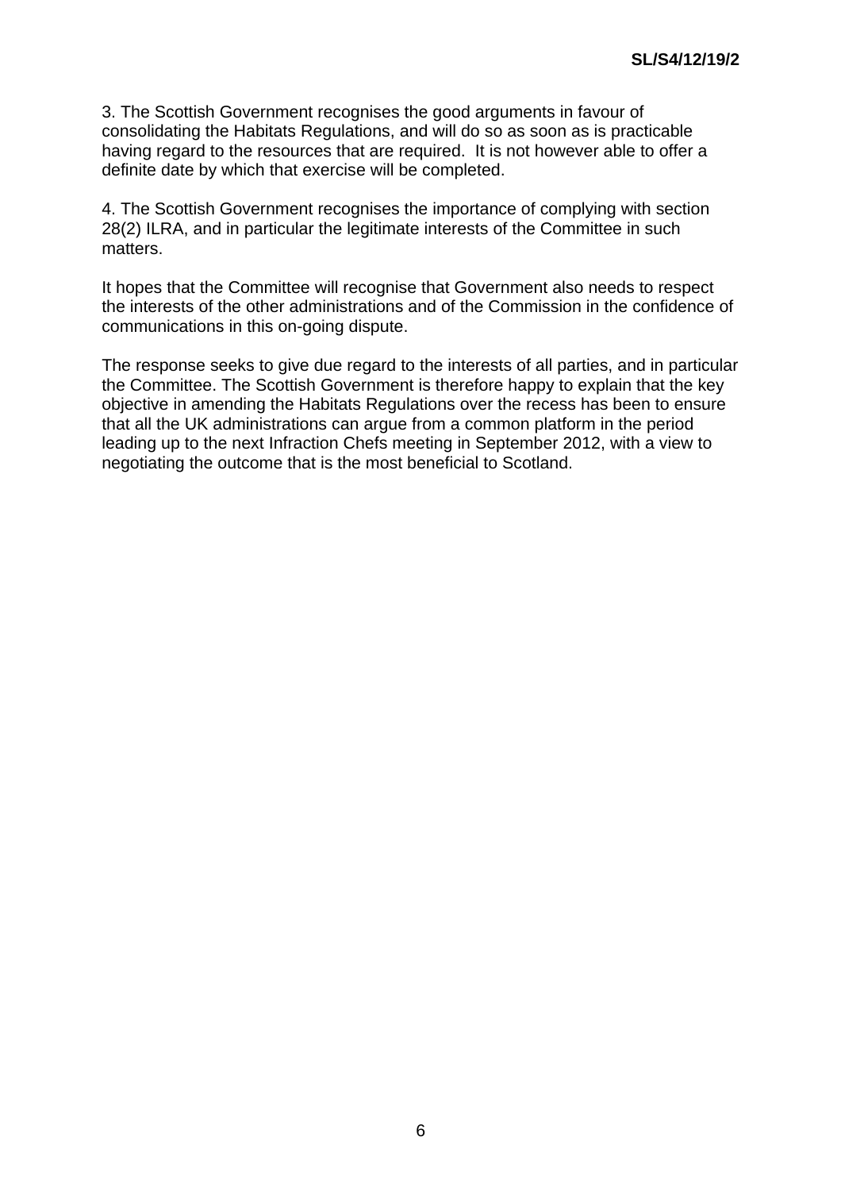3. The Scottish Government recognises the good arguments in favour of consolidating the Habitats Regulations, and will do so as soon as is practicable having regard to the resources that are required. It is not however able to offer a definite date by which that exercise will be completed.

4. The Scottish Government recognises the importance of complying with section 28(2) ILRA, and in particular the legitimate interests of the Committee in such matters.

It hopes that the Committee will recognise that Government also needs to respect the interests of the other administrations and of the Commission in the confidence of communications in this on-going dispute.

The response seeks to give due regard to the interests of all parties, and in particular the Committee. The Scottish Government is therefore happy to explain that the key objective in amending the Habitats Regulations over the recess has been to ensure that all the UK administrations can argue from a common platform in the period leading up to the next Infraction Chefs meeting in September 2012, with a view to negotiating the outcome that is the most beneficial to Scotland.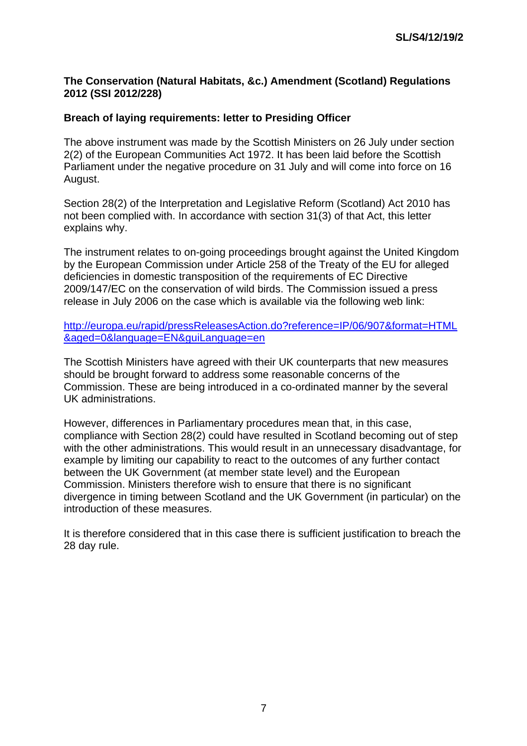SL/S4/12/19/2

**The Conservation (Natural Habitats, &c.) Amendment (Scotland) Regulations 2012 (SSI 2012/228)**

**Breach of laying requirements: letter to Presiding Officer**

The above instrument was made by the Scottish Ministers on 26 July under section 2(2) of the European Communities Act 1972. It has been laid before the Scottish Parliament under the negative procedure on 31 July and will come into force on 16 August.

Section 28(2) of the Interpretation and Legislative Reform (Scotland) Act 2010 has not been complied with. In accordance with section 31(3) of that Act, this letter explains why.

The instrument relates to on-going proceedings brought against the United Kingdom by the European Commission under Article 258 of the Treaty of the EU for alleged deficiencies in domestic transposition of the requirements of EC Directive 2009/147/EC on the conservation of wild birds. The Commission issued a press release in July 2006 on the case which is available via the following web link:

[http://europa.eu/rapid/pressReleasesAction.do?reference=IP/06/907&format=HTML&aged=0&language=EN&guiLanguage=en](http://europa.eu/rapid/pressReleasesAction.do?reference=IP/06/907&format=HTML&aged=0&language=EN&guiLanguage=en)

The Scottish Ministers have agreed with their UK counterparts that new measures should be brought forward to address some reasonable concerns of the Commission. These are being introduced in a co-ordinated manner by the several UK administrations.

However, differences in Parliamentary procedures mean that, in this case, compliance with Section 28(2) could have resulted in Scotland becoming out of step with the other administrations. This would result in an unnecessary disadvantage, for example by limiting our capability to react to the outcomes of any further contact between the UK Government (at member state level) and the European Commission. Ministers therefore wish to ensure that there is no significant divergence in timing between Scotland and the UK Government (in particular) on the introduction of these measures.

It is therefore considered that in this case there is sufficient justification to breach the 28 day rule.